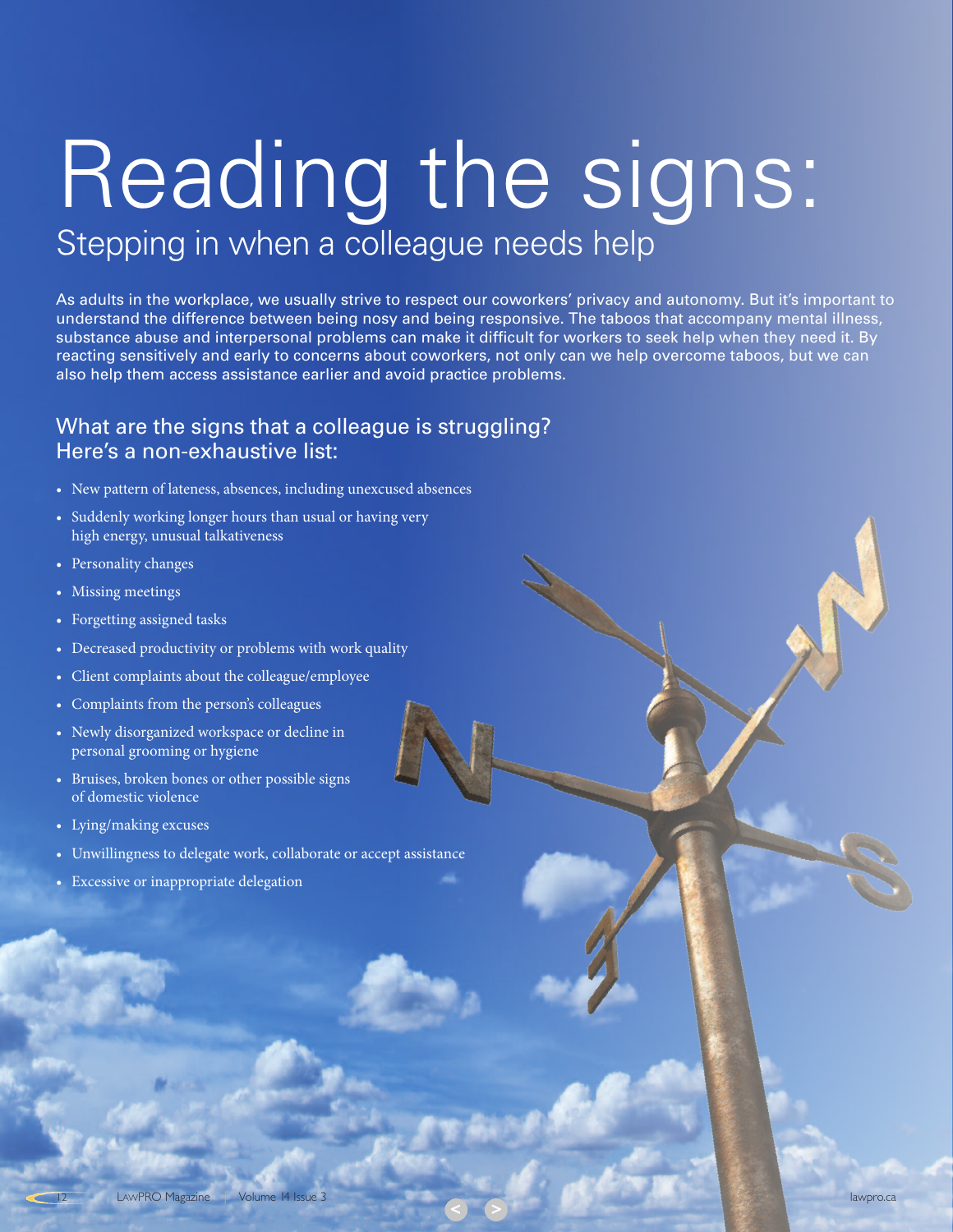# Reading the signs:

## Stepping in when a colleague needs help

As adults in the workplace, we usually strive to respect our coworkers' privacy and autonomy. But it's important to understand the difference between being nosy and being responsive. The taboos that accompany mental illness, substance abuse and interpersonal problems can make it difficult for workers to seek help when they need it. By reacting sensitively and early to concerns about coworkers, not only can we help overcome taboos, but we can also help them access assistance earlier and avoid practice problems.

### What are the signs that a colleague is struggling? Here's a non-exhaustive list:

- New pattern of lateness, absences, including unexcused absences
- Suddenly working longer hours than usual or having very high energy, unusual talkativeness
- Personality changes
- Missing meetings
- Forgetting assigned tasks
- Decreased productivity or problems with work quality
- Client complaints about the colleague/employee
- Complaints from the person's colleagues
- Newly disorganized workspace or decline in personal grooming or hygiene
- Bruises, broken bones or other possible signs of domestic violence
- Lying/making excuses
- Unwillingness to delegate work, collaborate or accept assistance
- Excessive or inappropriate delegation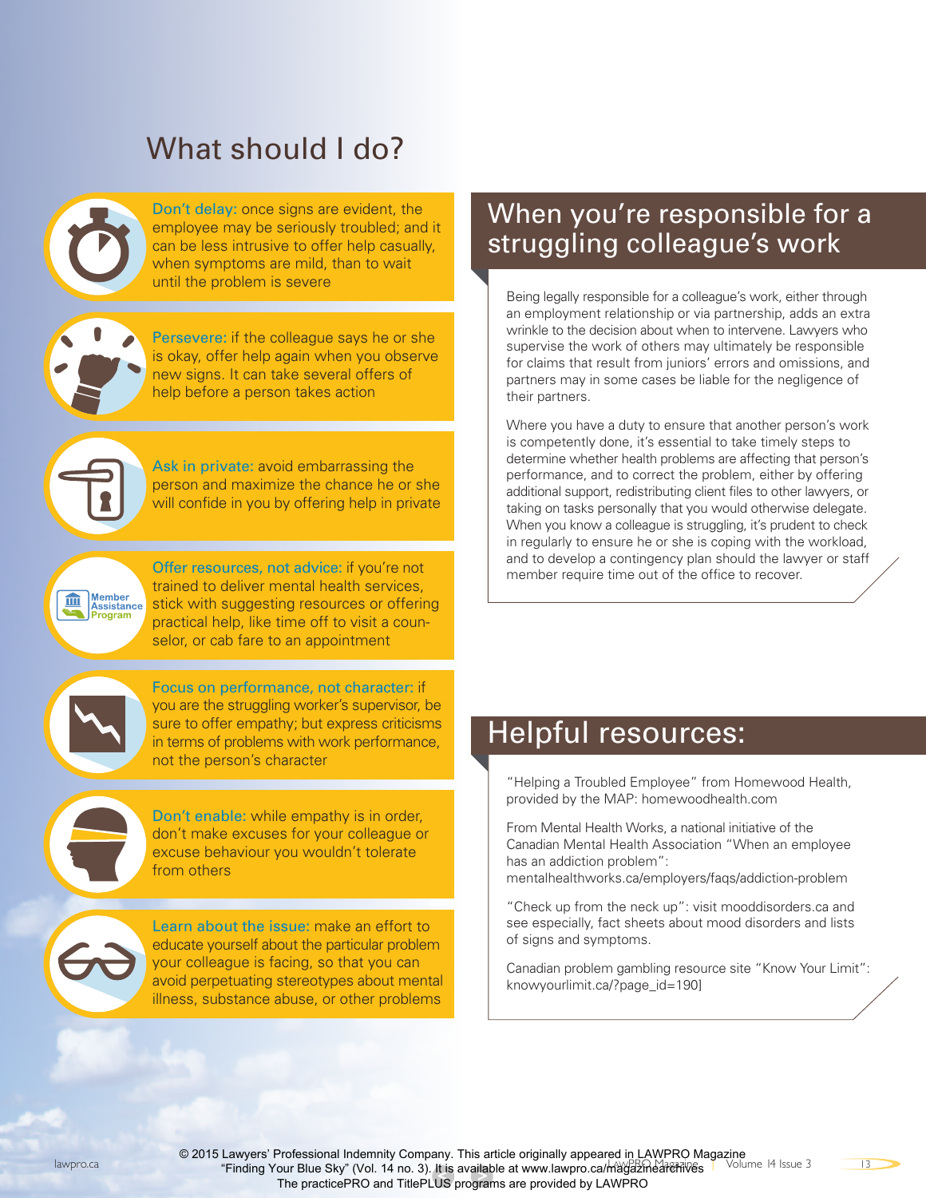## What should I do?

**Don't delay:** once signs are evident, the employee may be seriously troubled; and it can be less intrusive to offer help casually, when symptoms are mild, than to wait until the problem is severe

**Persevere:** if the colleague says he or she is okay, offer help again when you observe new signs. It can take several offers of help before a person takes action

**Ask in private:** avoid embarrassing the person and maximize the chance he or she will confide in you by offering help in private

**Offer resources, not advice:** if you're not trained to deliver mental health services, stick with suggesting resources or offering practical help, like time off to visit a counselor, or cab fare to an appointment

**Focus on performance, not character:** if you are the struggling worker's supervisor, be sure to offer empathy; but express criticisms in terms of problems with work performance, not the person's character

**Don't enable:** while empathy is in order, don't make excuses for your colleague or excuse behaviour you wouldn't tolerate from others

**Learn about the issue:** make an effort to educate yourself about the particular problem your colleague is facing, so that you can avoid perpetuating stereotypes about mental illness, substance abuse, or other problems

## When you're responsible for a struggling colleague's work

Being legally responsible for a colleague's work, either through an employment relationship or via partnership, adds an extra wrinkle to the decision about when to intervene. Lawyers who supervise the work of others may ultimately be responsible for claims that result from juniors' errors and omissions, and partners may in some cases be liable for the negligence of their partners.

Where you have a duty to ensure that another person's work is competently done, it's essential to take timely steps to determine whether health problems are affecting that person's performance, and to correct the problem, either by offering additional support, redistributing client files to other lawyers, or taking on tasks personally that you would otherwise delegate. When you know a colleague is struggling, it's prudent to check in regularly to ensure he or she is coping with the workload, and to develop a contingency plan should the lawyer or staff member require time out of the office to recover.

## Helpful resources:

"Helping a Troubled Employee" from Homewood Health, provided by the MAP: homewoodhealth.com

From Mental Health Works, a national initiative of the Canadian Mental Health Association "When an employee has an addiction problem": mentalhealthworks.ca/employers/faqs/addiction-problem

"Check up from the neck up": visit mooddisorders.ca and see especially, fact sheets about mood disorders and lists of signs and symptoms.

Canadian problem gambling resource site "Know Your Limit": knowylourlimit.ca/?page_id=190]

© 2015 Lawyers' Professional Indemnity Company. This article originally appeared in LAWPRO Magazine "Finding Your Blue Sky" (Vol. 14 no. 3). It is available at www.lawpro.ca/magazinearchives
The practicePRO and TitlePLUS programs are provided by LAWPRO